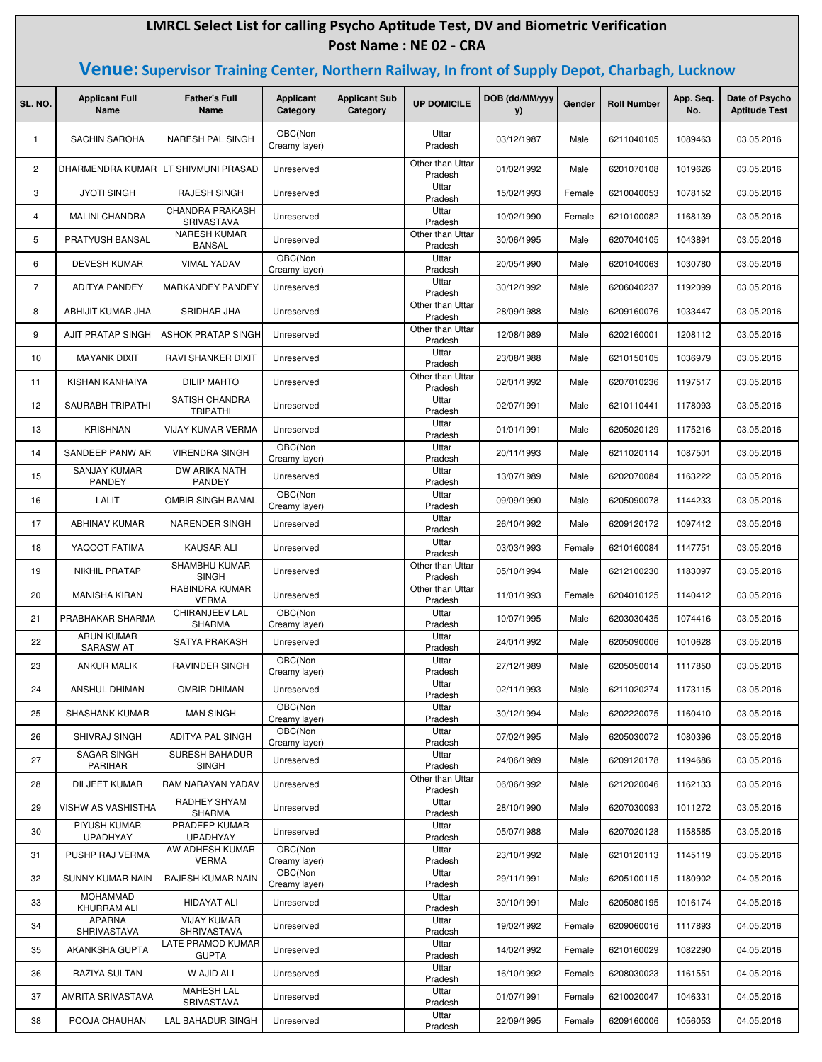# LMRCL Select List for calling Psycho Aptitude Test, DV and Biometric Verification

## Post Name : NE 02 - CRA

## Venue: Supervisor Training Center, Northern Railway, In front of Supply Depot, Charbagh, Lucknow

| SL. NO. | Applicant Full Name | Father's Full Name | Applicant Category | Applicant Sub Category | UP DOMICILE | DOB (dd/MM/yyyy) | Gender | Roll Number | App. Seq. No. | Date of Psycho Aptitude Test |
|---|---|---|---|---|---|---|---|---|---|---|
| 1 | SACHIN SAROHA | NARESH PAL SINGH | OBC(Non Creamy layer) | | Uttar Pradesh | 03/12/1987 | Male | 6211040105 | 1089463 | 03.05.2016 |
| 2 | DHARMENDRA KUMAR | LT SHIVMUNI PRASAD | Unreserved | | Other than Uttar Pradesh | 01/02/1992 | Male | 6201070108 | 1019626 | 03.05.2016 |
| 3 | JYOTI SINGH | RAJESH SINGH | Unreserved | | Uttar Pradesh | 15/02/1993 | Female | 6210040053 | 1078152 | 03.05.2016 |
| 4 | MALINI CHANDRA | CHANDRA PRAKASH SRIVASTAVA | Unreserved | | Uttar Pradesh | 10/02/1990 | Female | 6210100082 | 1168139 | 03.05.2016 |
| 5 | PRATYUSH BANSAL | NARESH KUMAR BANSAL | Unreserved | | Other than Uttar Pradesh | 30/06/1995 | Male | 6207040105 | 1043891 | 03.05.2016 |
| 6 | DEVESH KUMAR | VIMAL YADAV | OBC(Non Creamy layer) | | Uttar Pradesh | 20/05/1990 | Male | 6201040063 | 1030780 | 03.05.2016 |
| 7 | ADITYA PANDEY | MARKANDEY PANDEY | Unreserved | | Uttar Pradesh | 30/12/1992 | Male | 6206040237 | 1192099 | 03.05.2016 |
| 8 | ABHIJIT KUMAR JHA | SRIDHAR JHA | Unreserved | | Other than Uttar Pradesh | 28/09/1988 | Male | 6209160076 | 1033447 | 03.05.2016 |
| 9 | AJIT PRATAP SINGH | ASHOK PRATAP SINGH | Unreserved | | Other than Uttar Pradesh | 12/08/1989 | Male | 6202160001 | 1208112 | 03.05.2016 |
| 10 | MAYANK DIXIT | RAVI SHANKER DIXIT | Unreserved | | Uttar Pradesh | 23/08/1988 | Male | 6210150105 | 1036979 | 03.05.2016 |
| 11 | KISHAN KANHAIYA | DILIP MAHTO | Unreserved | | Other than Uttar Pradesh | 02/01/1992 | Male | 6207010236 | 1197517 | 03.05.2016 |
| 12 | SAURABH TRIPATHI | SATISH CHANDRA TRIPATHI | Unreserved | | Uttar Pradesh | 02/07/1991 | Male | 6210110441 | 1178093 | 03.05.2016 |
| 13 | KRISHNAN | VIJAY KUMAR VERMA | Unreserved | | Uttar Pradesh | 01/01/1991 | Male | 6205020129 | 1175216 | 03.05.2016 |
| 14 | SANDEEP PANW AR | VIRENDRA SINGH | OBC(Non Creamy layer) | | Uttar Pradesh | 20/11/1993 | Male | 6211020114 | 1087501 | 03.05.2016 |
| 15 | SANJAY KUMAR PANDEY | DW ARIKA NATH PANDEY | Unreserved | | Uttar Pradesh | 13/07/1989 | Male | 6202070084 | 1163222 | 03.05.2016 |
| 16 | LALIT | OMBIR SINGH BAMAL | OBC(Non Creamy layer) | | Uttar Pradesh | 09/09/1990 | Male | 6205090078 | 1144233 | 03.05.2016 |
| 17 | ABHINAV KUMAR | NARENDER SINGH | Unreserved | | Uttar Pradesh | 26/10/1992 | Male | 6209120172 | 1097412 | 03.05.2016 |
| 18 | YAQOOT FATIMA | KAUSAR ALI | Unreserved | | Uttar Pradesh | 03/03/1993 | Female | 6210160084 | 1147751 | 03.05.2016 |
| 19 | NIKHIL PRATAP | SHAMBHU KUMAR SINGH | Unreserved | | Other than Uttar Pradesh | 05/10/1994 | Male | 6212100230 | 1183097 | 03.05.2016 |
| 20 | MANISHA KIRAN | RABINDRA KUMAR VERMA | Unreserved | | Other than Uttar Pradesh | 11/01/1993 | Female | 6204010125 | 1140412 | 03.05.2016 |
| 21 | PRABHAKAR SHARMA | CHIRANJEEV LAL SHARMA | OBC(Non Creamy layer) | | Uttar Pradesh | 10/07/1995 | Male | 6203030435 | 1074416 | 03.05.2016 |
| 22 | ARUN KUMAR SARASW AT | SATYA PRAKASH | Unreserved | | Uttar Pradesh | 24/01/1992 | Male | 6205090006 | 1010628 | 03.05.2016 |
| 23 | ANKUR MALIK | RAVINDER SINGH | OBC(Non Creamy layer) | | Uttar Pradesh | 27/12/1989 | Male | 6205050014 | 1117850 | 03.05.2016 |
| 24 | ANSHUL DHIMAN | OMBIR DHIMAN | Unreserved | | Uttar Pradesh | 02/11/1993 | Male | 6211020274 | 1173115 | 03.05.2016 |
| 25 | SHASHANK KUMAR | MAN SINGH | OBC(Non Creamy layer) | | Uttar Pradesh | 30/12/1994 | Male | 6202220075 | 1160410 | 03.05.2016 |
| 26 | SHIVRAJ SINGH | ADITYA PAL SINGH | OBC(Non Creamy layer) | | Uttar Pradesh | 07/02/1995 | Male | 6205030072 | 1080396 | 03.05.2016 |
| 27 | SAGAR SINGH PARIHAR | SURESH BAHADUR SINGH | Unreserved | | Uttar Pradesh | 24/06/1989 | Male | 6209120178 | 1194686 | 03.05.2016 |
| 28 | DILJEET KUMAR | RAM NARAYAN YADAV | Unreserved | | Other than Uttar Pradesh | 06/06/1992 | Male | 6212020046 | 1162133 | 03.05.2016 |
| 29 | VISHW AS VASHISTHA | RADHEY SHYAM SHARMA | Unreserved | | Uttar Pradesh | 28/10/1990 | Male | 6207030093 | 1011272 | 03.05.2016 |
| 30 | PIYUSH KUMAR UPADHYAY | PRADEEP KUMAR UPADHYAY | Unreserved | | Uttar Pradesh | 05/07/1988 | Male | 6207020128 | 1158585 | 03.05.2016 |
| 31 | PUSHP RAJ VERMA | AW ADHESH KUMAR VERMA | OBC(Non Creamy layer) | | Uttar Pradesh | 23/10/1992 | Male | 6210120113 | 1145119 | 03.05.2016 |
| 32 | SUNNY KUMAR NAIN | RAJESH KUMAR NAIN | OBC(Non Creamy layer) | | Uttar Pradesh | 29/11/1991 | Male | 6205100115 | 1180902 | 04.05.2016 |
| 33 | MOHAMMAD KHURRAM ALI | HIDAYAT ALI | Unreserved | | Uttar Pradesh | 30/10/1991 | Male | 6205080195 | 1016174 | 04.05.2016 |
| 34 | APARNA SHRIVASTAVA | VIJAY KUMAR SHRIVASTAVA | Unreserved | | Uttar Pradesh | 19/02/1992 | Female | 6209060016 | 1117893 | 04.05.2016 |
| 35 | AKANKSHA GUPTA | LATE PRAMOD KUMAR GUPTA | Unreserved | | Uttar Pradesh | 14/02/1992 | Female | 6210160029 | 1082290 | 04.05.2016 |
| 36 | RAZIYA SULTAN | W AJID ALI | Unreserved | | Uttar Pradesh | 16/10/1992 | Female | 6208030023 | 1161551 | 04.05.2016 |
| 37 | AMRITA SRIVASTAVA | MAHESH LAL SRIVASTAVA | Unreserved | | Uttar Pradesh | 01/07/1991 | Female | 6210020047 | 1046331 | 04.05.2016 |
| 38 | POOJA CHAUHAN | LAL BAHADUR SINGH | Unreserved | | Uttar Pradesh | 22/09/1995 | Female | 6209160006 | 1056053 | 04.05.2016 |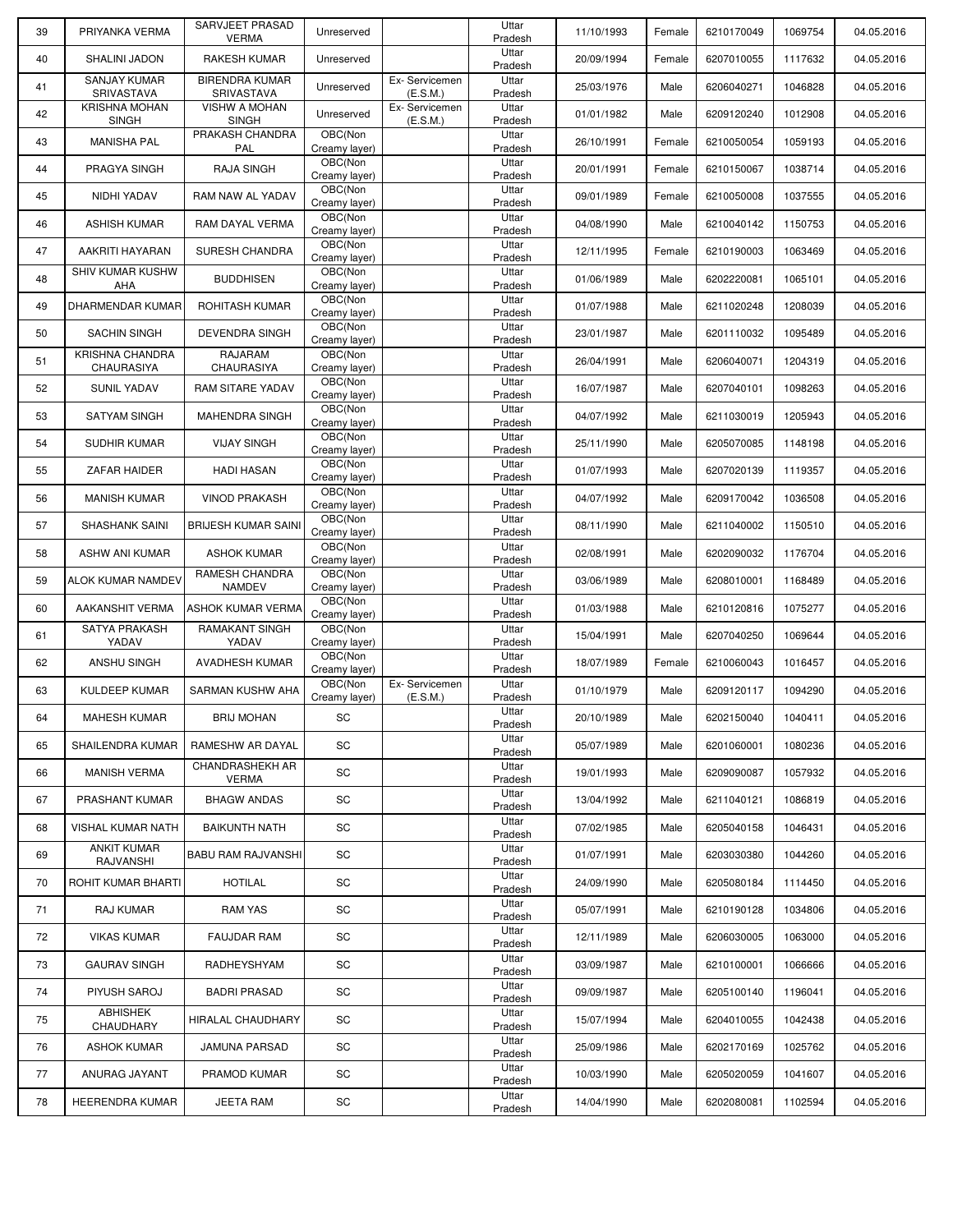| | | | | | | | | | | |
|---|---|---|---|---|---|---|---|---|---|---|
| 39 | PRIYANKA VERMA | SARVJEET PRASAD VERMA | Unreserved | | Uttar Pradesh | 11/10/1993 | Female | 6210170049 | 1069754 | 04.05.2016 |
| 40 | SHALINI JADON | RAKESH KUMAR | Unreserved | | Uttar Pradesh | 20/09/1994 | Female | 6207010055 | 1117632 | 04.05.2016 |
| 41 | SANJAY KUMAR SRIVASTAVA | BIRENDRA KUMAR SRIVASTAVA | Unreserved | Ex- Servicemen (E.S.M.) | Uttar Pradesh | 25/03/1976 | Male | 6206040271 | 1046828 | 04.05.2016 |
| 42 | KRISHNA MOHAN SINGH | VISHW A MOHAN SINGH | Unreserved | Ex- Servicemen (E.S.M.) | Uttar Pradesh | 01/01/1982 | Male | 6209120240 | 1012908 | 04.05.2016 |
| 43 | MANISHA PAL | PRAKASH CHANDRA PAL | OBC(Non Creamy layer) | | Uttar Pradesh | 26/10/1991 | Female | 6210050054 | 1059193 | 04.05.2016 |
| 44 | PRAGYA SINGH | RAJA SINGH | OBC(Non Creamy layer) | | Uttar Pradesh | 20/01/1991 | Female | 6210150067 | 1038714 | 04.05.2016 |
| 45 | NIDHI YADAV | RAM NAW AL YADAV | OBC(Non Creamy layer) | | Uttar Pradesh | 09/01/1989 | Female | 6210050008 | 1037555 | 04.05.2016 |
| 46 | ASHISH KUMAR | RAM DAYAL VERMA | OBC(Non Creamy layer) | | Uttar Pradesh | 04/08/1990 | Male | 6210040142 | 1150753 | 04.05.2016 |
| 47 | AAKRITI HAYARAN | SURESH CHANDRA | OBC(Non Creamy layer) | | Uttar Pradesh | 12/11/1995 | Female | 6210190003 | 1063469 | 04.05.2016 |
| 48 | SHIV KUMAR KUSHW AHA | BUDDHISEN | OBC(Non Creamy layer) | | Uttar Pradesh | 01/06/1989 | Male | 6202220081 | 1065101 | 04.05.2016 |
| 49 | DHARMENDAR KUMAR | ROHITASH KUMAR | OBC(Non Creamy layer) | | Uttar Pradesh | 01/07/1988 | Male | 6211020248 | 1208039 | 04.05.2016 |
| 50 | SACHIN SINGH | DEVENDRA SINGH | OBC(Non Creamy layer) | | Uttar Pradesh | 23/01/1987 | Male | 6201110032 | 1095489 | 04.05.2016 |
| 51 | KRISHNA CHANDRA CHAURASIYA | RAJARAM CHAURASIYA | OBC(Non Creamy layer) | | Uttar Pradesh | 26/04/1991 | Male | 6206040071 | 1204319 | 04.05.2016 |
| 52 | SUNIL YADAV | RAM SITARE YADAV | OBC(Non Creamy layer) | | Uttar Pradesh | 16/07/1987 | Male | 6207040101 | 1098263 | 04.05.2016 |
| 53 | SATYAM SINGH | MAHENDRA SINGH | OBC(Non Creamy layer) | | Uttar Pradesh | 04/07/1992 | Male | 6211030019 | 1205943 | 04.05.2016 |
| 54 | SUDHIR KUMAR | VIJAY SINGH | OBC(Non Creamy layer) | | Uttar Pradesh | 25/11/1990 | Male | 6205070085 | 1148198 | 04.05.2016 |
| 55 | ZAFAR HAIDER | HADI HASAN | OBC(Non Creamy layer) | | Uttar Pradesh | 01/07/1993 | Male | 6207020139 | 1119357 | 04.05.2016 |
| 56 | MANISH KUMAR | VINOD PRAKASH | OBC(Non Creamy layer) | | Uttar Pradesh | 04/07/1992 | Male | 6209170042 | 1036508 | 04.05.2016 |
| 57 | SHASHANK SAINI | BRIJESH KUMAR SAINI | OBC(Non Creamy layer) | | Uttar Pradesh | 08/11/1990 | Male | 6211040002 | 1150510 | 04.05.2016 |
| 58 | ASHW ANI KUMAR | ASHOK KUMAR | OBC(Non Creamy layer) | | Uttar Pradesh | 02/08/1991 | Male | 6202090032 | 1176704 | 04.05.2016 |
| 59 | ALOK KUMAR NAMDEV | RAMESH CHANDRA NAMDEV | OBC(Non Creamy layer) | | Uttar Pradesh | 03/06/1989 | Male | 6208010001 | 1168489 | 04.05.2016 |
| 60 | AAKANSHIT VERMA | ASHOK KUMAR VERMA | OBC(Non Creamy layer) | | Uttar Pradesh | 01/03/1988 | Male | 6210120816 | 1075277 | 04.05.2016 |
| 61 | SATYA PRAKASH YADAV | RAMAKANT SINGH YADAV | OBC(Non Creamy layer) | | Uttar Pradesh | 15/04/1991 | Male | 6207040250 | 1069644 | 04.05.2016 |
| 62 | ANSHU SINGH | AVADHESH KUMAR | OBC(Non Creamy layer) | | Uttar Pradesh | 18/07/1989 | Female | 6210060043 | 1016457 | 04.05.2016 |
| 63 | KULDEEP KUMAR | SARMAN KUSHW AHA | OBC(Non Creamy layer) | Ex- Servicemen (E.S.M.) | Uttar Pradesh | 01/10/1979 | Male | 6209120117 | 1094290 | 04.05.2016 |
| 64 | MAHESH KUMAR | BRIJ MOHAN | SC | | Uttar Pradesh | 20/10/1989 | Male | 6202150040 | 1040411 | 04.05.2016 |
| 65 | SHAILENDRA KUMAR | RAMESHW AR DAYAL | SC | | Uttar Pradesh | 05/07/1989 | Male | 6201060001 | 1080236 | 04.05.2016 |
| 66 | MANISH VERMA | CHANDRASHEKH AR VERMA | SC | | Uttar Pradesh | 19/01/1993 | Male | 6209090087 | 1057932 | 04.05.2016 |
| 67 | PRASHANT KUMAR | BHAGW ANDAS | SC | | Uttar Pradesh | 13/04/1992 | Male | 6211040121 | 1086819 | 04.05.2016 |
| 68 | VISHAL KUMAR NATH | BAIKUNTH NATH | SC | | Uttar Pradesh | 07/02/1985 | Male | 6205040158 | 1046431 | 04.05.2016 |
| 69 | ANKIT KUMAR RAJVANSHI | BABU RAM RAJVANSHI | SC | | Uttar Pradesh | 01/07/1991 | Male | 6203030380 | 1044260 | 04.05.2016 |
| 70 | ROHIT KUMAR BHARTI | HOTILAL | SC | | Uttar Pradesh | 24/09/1990 | Male | 6205080184 | 1114450 | 04.05.2016 |
| 71 | RAJ KUMAR | RAM YAS | SC | | Uttar Pradesh | 05/07/1991 | Male | 6210190128 | 1034806 | 04.05.2016 |
| 72 | VIKAS KUMAR | FAUJDAR RAM | SC | | Uttar Pradesh | 12/11/1989 | Male | 6206030005 | 1063000 | 04.05.2016 |
| 73 | GAURAV SINGH | RADHEYSHYAM | SC | | Uttar Pradesh | 03/09/1987 | Male | 6210100001 | 1066666 | 04.05.2016 |
| 74 | PIYUSH SAROJ | BADRI PRASAD | SC | | Uttar Pradesh | 09/09/1987 | Male | 6205100140 | 1196041 | 04.05.2016 |
| 75 | ABHISHEK CHAUDHARY | HIRALAL CHAUDHARY | SC | | Uttar Pradesh | 15/07/1994 | Male | 6204010055 | 1042438 | 04.05.2016 |
| 76 | ASHOK KUMAR | JAMUNA PARSAD | SC | | Uttar Pradesh | 25/09/1986 | Male | 6202170169 | 1025762 | 04.05.2016 |
| 77 | ANURAG JAYANT | PRAMOD KUMAR | SC | | Uttar Pradesh | 10/03/1990 | Male | 6205020059 | 1041607 | 04.05.2016 |
| 78 | HEERENDRA KUMAR | JEETA RAM | SC | | Uttar Pradesh | 14/04/1990 | Male | 6202080081 | 1102594 | 04.05.2016 |